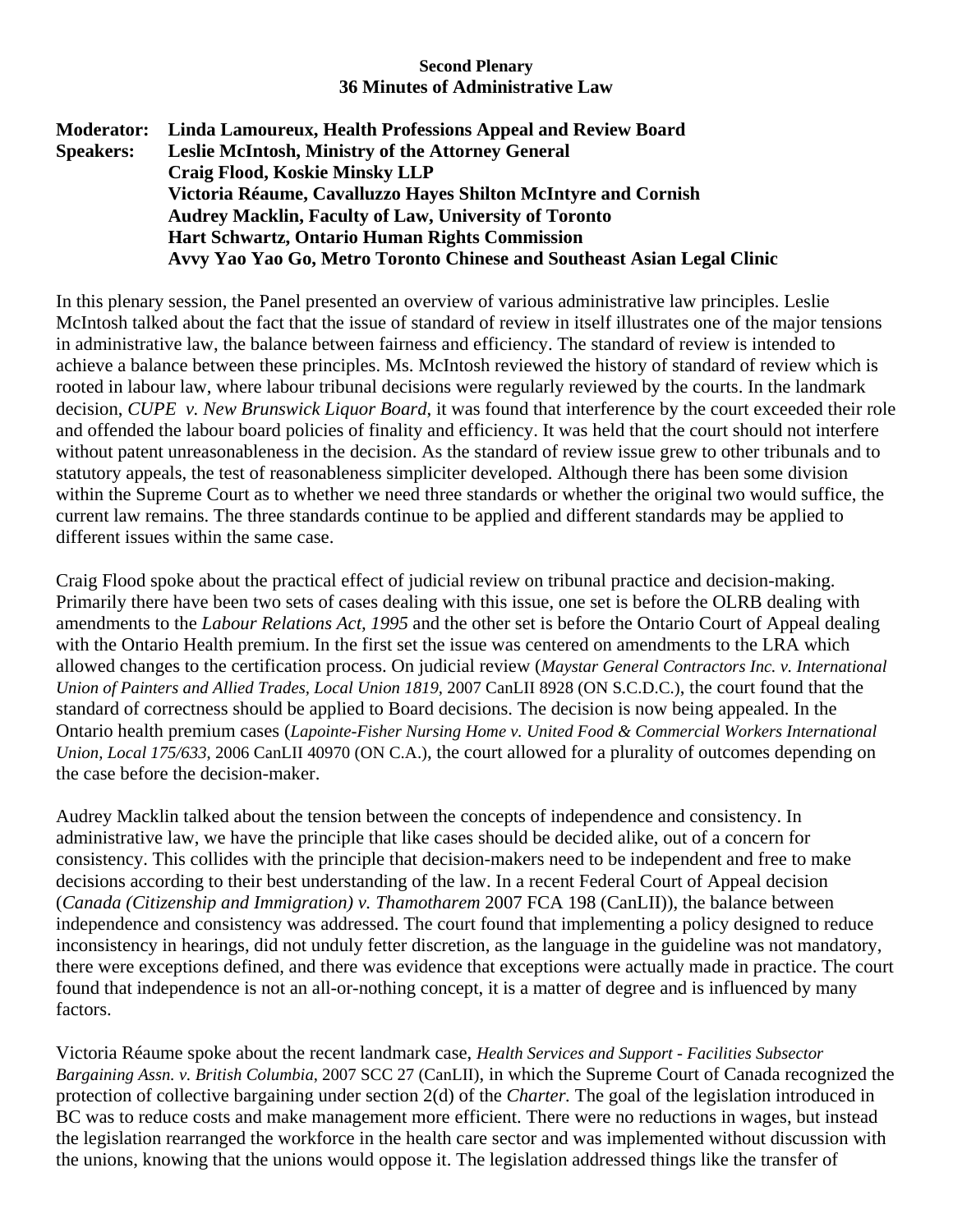**Second Plenary**
**36 Minutes of Administrative Law**

**Moderator:** **Linda Lamoureux, Health Professions Appeal and Review Board**
**Speakers:** **Leslie McIntosh, Ministry of the Attorney General**
**Craig Flood, Koskie Minsky LLP**
**Victoria Réaume, Cavalluzzo Hayes Shilton McIntyre and Cornish**
**Audrey Macklin, Faculty of Law, University of Toronto**
**Hart Schwartz, Ontario Human Rights Commission**
**Avvy Yao Yao Go, Metro Toronto Chinese and Southeast Asian Legal Clinic**

In this plenary session, the Panel presented an overview of various administrative law principles. Leslie McIntosh talked about the fact that the issue of standard of review in itself illustrates one of the major tensions in administrative law, the balance between fairness and efficiency. The standard of review is intended to achieve a balance between these principles. Ms. McIntosh reviewed the history of standard of review which is rooted in labour law, where labour tribunal decisions were regularly reviewed by the courts. In the landmark decision, *CUPE v. New Brunswick Liquor Board*, it was found that interference by the court exceeded their role and offended the labour board policies of finality and efficiency. It was held that the court should not interfere without patent unreasonableness in the decision. As the standard of review issue grew to other tribunals and to statutory appeals, the test of reasonableness simpliciter developed. Although there has been some division within the Supreme Court as to whether we need three standards or whether the original two would suffice, the current law remains. The three standards continue to be applied and different standards may be applied to different issues within the same case.

Craig Flood spoke about the practical effect of judicial review on tribunal practice and decision-making. Primarily there have been two sets of cases dealing with this issue, one set is before the OLRB dealing with amendments to the *Labour Relations Act, 1995* and the other set is before the Ontario Court of Appeal dealing with the Ontario Health premium. In the first set the issue was centered on amendments to the LRA which allowed changes to the certification process. On judicial review (*Maystar General Contractors Inc. v. International Union of Painters and Allied Trades, Local Union 1819*, 2007 CanLII 8928 (ON S.C.D.C.), the court found that the standard of correctness should be applied to Board decisions. The decision is now being appealed. In the Ontario health premium cases (*Lapointe-Fisher Nursing Home v. United Food & Commercial Workers International Union, Local 175/633*, 2006 CanLII 40970 (ON C.A.), the court allowed for a plurality of outcomes depending on the case before the decision-maker.

Audrey Macklin talked about the tension between the concepts of independence and consistency. In administrative law, we have the principle that like cases should be decided alike, out of a concern for consistency. This collides with the principle that decision-makers need to be independent and free to make decisions according to their best understanding of the law. In a recent Federal Court of Appeal decision (*Canada (Citizenship and Immigration) v. Thamotharem* 2007 FCA 198 (CanLII)), the balance between independence and consistency was addressed. The court found that implementing a policy designed to reduce inconsistency in hearings, did not unduly fetter discretion, as the language in the guideline was not mandatory, there were exceptions defined, and there was evidence that exceptions were actually made in practice. The court found that independence is not an all-or-nothing concept, it is a matter of degree and is influenced by many factors.

Victoria Réaume spoke about the recent landmark case, *Health Services and Support - Facilities Subsector Bargaining Assn. v. British Columbia*, 2007 SCC 27 (CanLII), in which the Supreme Court of Canada recognized the protection of collective bargaining under section 2(d) of the *Charter.* The goal of the legislation introduced in BC was to reduce costs and make management more efficient. There were no reductions in wages, but instead the legislation rearranged the workforce in the health care sector and was implemented without discussion with the unions, knowing that the unions would oppose it. The legislation addressed things like the transfer of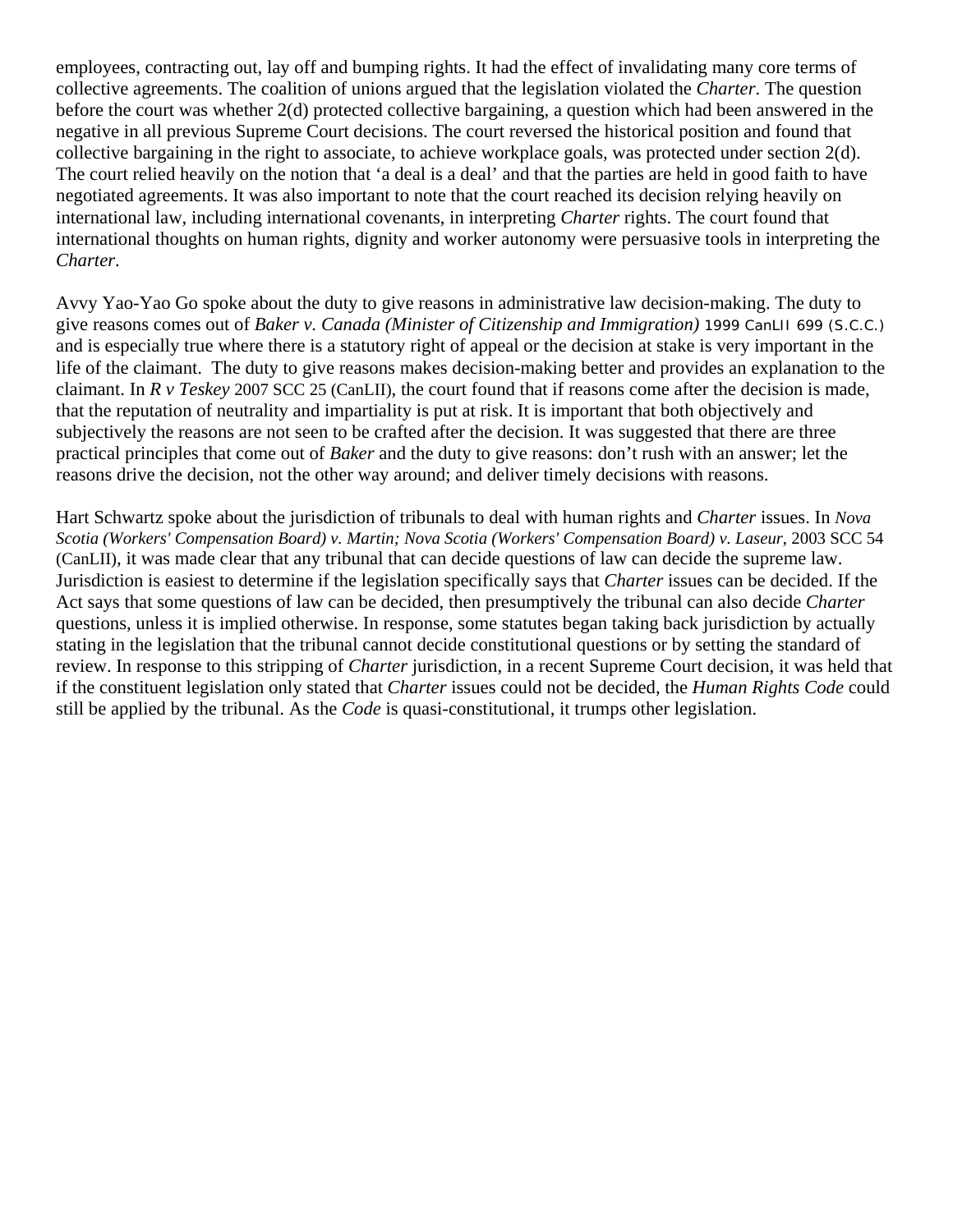employees, contracting out, lay off and bumping rights. It had the effect of invalidating many core terms of collective agreements. The coalition of unions argued that the legislation violated the *Charter*. The question before the court was whether 2(d) protected collective bargaining, a question which had been answered in the negative in all previous Supreme Court decisions. The court reversed the historical position and found that collective bargaining in the right to associate, to achieve workplace goals, was protected under section 2(d). The court relied heavily on the notion that 'a deal is a deal' and that the parties are held in good faith to have negotiated agreements. It was also important to note that the court reached its decision relying heavily on international law, including international covenants, in interpreting *Charter* rights. The court found that international thoughts on human rights, dignity and worker autonomy were persuasive tools in interpreting the *Charter*.

Avvy Yao-Yao Go spoke about the duty to give reasons in administrative law decision-making. The duty to give reasons comes out of *Baker v. Canada (Minister of Citizenship and Immigration)* 1999 CanLII 699 (S.C.C.) and is especially true where there is a statutory right of appeal or the decision at stake is very important in the life of the claimant. The duty to give reasons makes decision-making better and provides an explanation to the claimant. In *R v Teskey* 2007 SCC 25 (CanLII), the court found that if reasons come after the decision is made, that the reputation of neutrality and impartiality is put at risk. It is important that both objectively and subjectively the reasons are not seen to be crafted after the decision. It was suggested that there are three practical principles that come out of *Baker* and the duty to give reasons: don't rush with an answer; let the reasons drive the decision, not the other way around; and deliver timely decisions with reasons.

Hart Schwartz spoke about the jurisdiction of tribunals to deal with human rights and *Charter* issues. In *Nova Scotia (Workers' Compensation Board) v. Martin; Nova Scotia (Workers' Compensation Board) v. Laseur*, 2003 SCC 54 (CanLII), it was made clear that any tribunal that can decide questions of law can decide the supreme law. Jurisdiction is easiest to determine if the legislation specifically says that *Charter* issues can be decided. If the Act says that some questions of law can be decided, then presumptively the tribunal can also decide *Charter* questions, unless it is implied otherwise. In response, some statutes began taking back jurisdiction by actually stating in the legislation that the tribunal cannot decide constitutional questions or by setting the standard of review. In response to this stripping of *Charter* jurisdiction, in a recent Supreme Court decision, it was held that if the constituent legislation only stated that *Charter* issues could not be decided, the *Human Rights Code* could still be applied by the tribunal. As the *Code* is quasi-constitutional, it trumps other legislation.